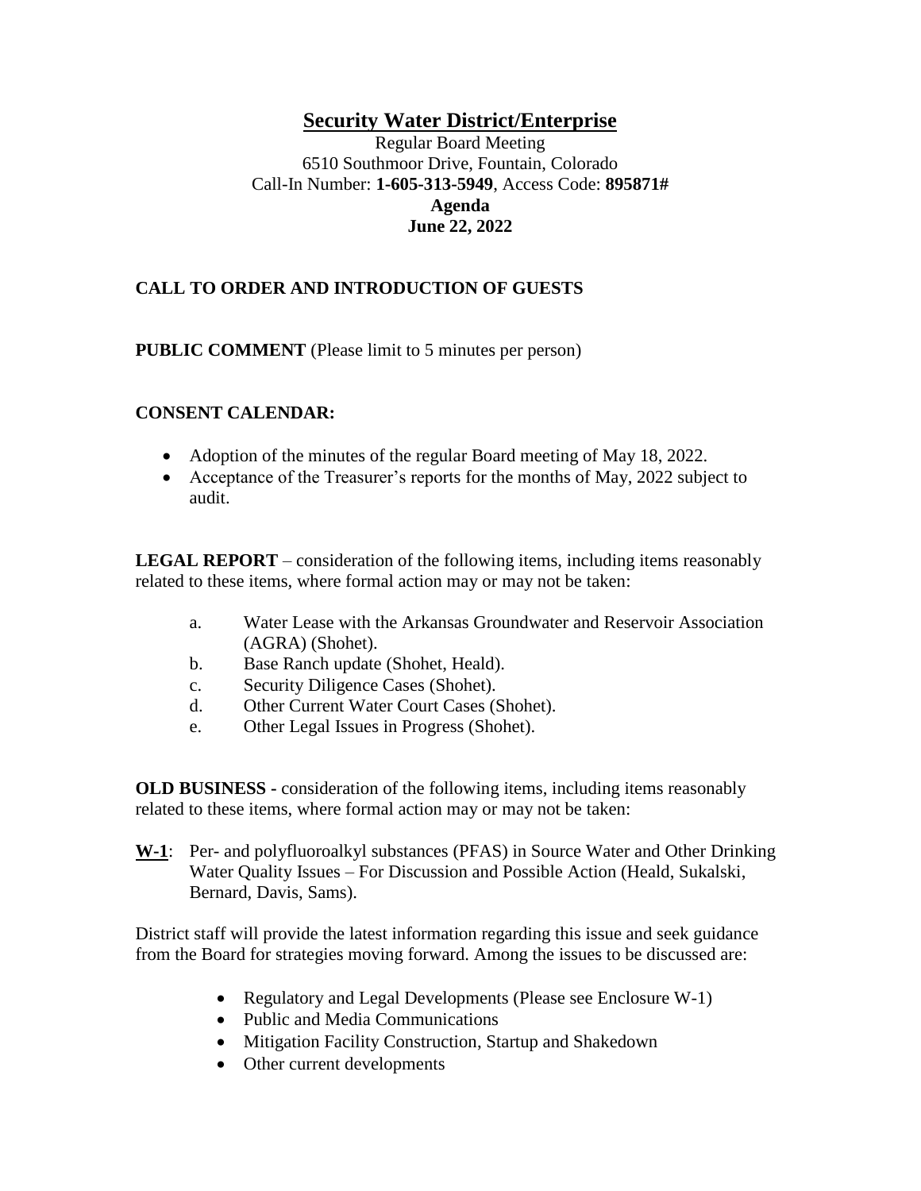# Security Water District/Enterprise

Regular Board Meeting
6510 Southmoor Drive, Fountain, Colorado
Call-In Number: **1-605-313-5949**, Access Code: **895871#**
**Agenda**
**June 22, 2022**

## CALL TO ORDER AND INTRODUCTION OF GUESTS

**PUBLIC COMMENT** (Please limit to 5 minutes per person)

## CONSENT CALENDAR:

- Adoption of the minutes of the regular Board meeting of May 18, 2022.
- Acceptance of the Treasurer's reports for the months of May, 2022 subject to audit.

**LEGAL REPORT** – consideration of the following items, including items reasonably related to these items, where formal action may or may not be taken:

a. Water Lease with the Arkansas Groundwater and Reservoir Association (AGRA) (Shohet).
b. Base Ranch update (Shohet, Heald).
c. Security Diligence Cases (Shohet).
d. Other Current Water Court Cases (Shohet).
e. Other Legal Issues in Progress (Shohet).

**OLD BUSINESS -** consideration of the following items, including items reasonably related to these items, where formal action may or may not be taken:

**W-1**: Per- and polyfluoroalkyl substances (PFAS) in Source Water and Other Drinking Water Quality Issues – For Discussion and Possible Action (Heald, Sukalski, Bernard, Davis, Sams).

District staff will provide the latest information regarding this issue and seek guidance from the Board for strategies moving forward. Among the issues to be discussed are:

- Regulatory and Legal Developments (Please see Enclosure W-1)
- Public and Media Communications
- Mitigation Facility Construction, Startup and Shakedown
- Other current developments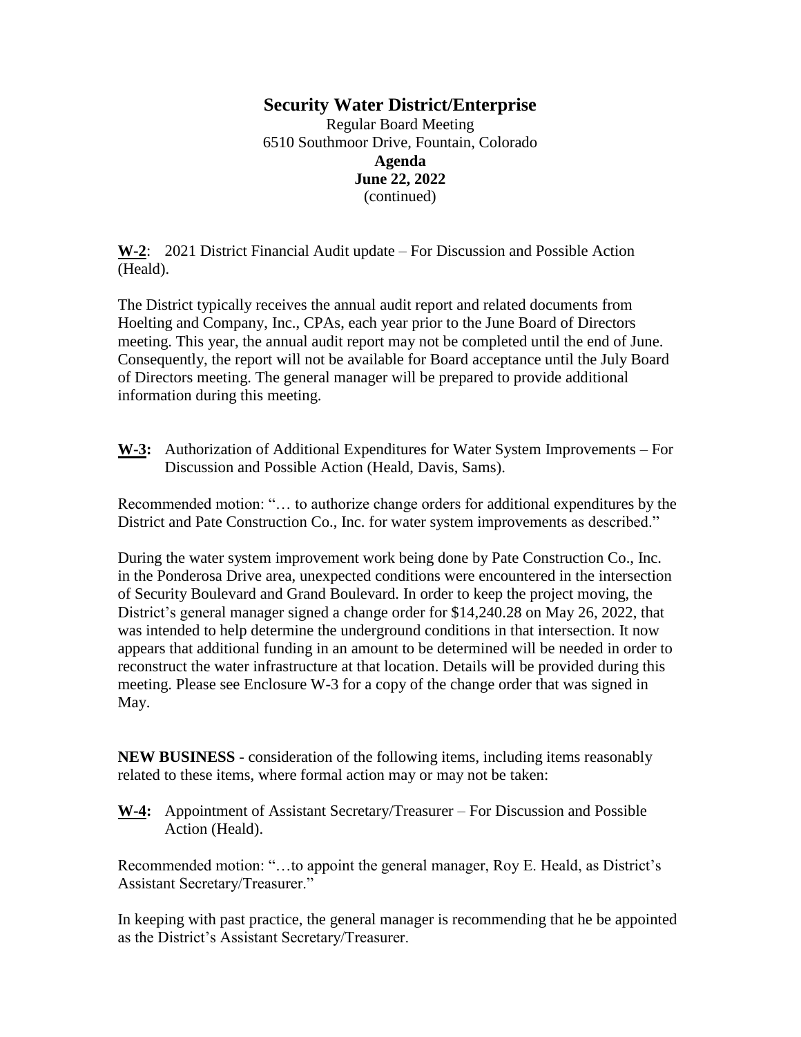# Security Water District/Enterprise

Regular Board Meeting
6510 Southmoor Drive, Fountain, Colorado
**Agenda**
**June 22, 2022**
(continued)

**W-2**: 2021 District Financial Audit update – For Discussion and Possible Action (Heald).

The District typically receives the annual audit report and related documents from Hoelting and Company, Inc., CPAs, each year prior to the June Board of Directors meeting. This year, the annual audit report may not be completed until the end of June. Consequently, the report will not be available for Board acceptance until the July Board of Directors meeting. The general manager will be prepared to provide additional information during this meeting.

**W-3:** Authorization of Additional Expenditures for Water System Improvements – For Discussion and Possible Action (Heald, Davis, Sams).

Recommended motion: "… to authorize change orders for additional expenditures by the District and Pate Construction Co., Inc. for water system improvements as described."

During the water system improvement work being done by Pate Construction Co., Inc. in the Ponderosa Drive area, unexpected conditions were encountered in the intersection of Security Boulevard and Grand Boulevard. In order to keep the project moving, the District's general manager signed a change order for $14,240.28 on May 26, 2022, that was intended to help determine the underground conditions in that intersection. It now appears that additional funding in an amount to be determined will be needed in order to reconstruct the water infrastructure at that location. Details will be provided during this meeting. Please see Enclosure W-3 for a copy of the change order that was signed in May.

**NEW BUSINESS -** consideration of the following items, including items reasonably related to these items, where formal action may or may not be taken:

**W-4:** Appointment of Assistant Secretary/Treasurer – For Discussion and Possible Action (Heald).

Recommended motion: "…to appoint the general manager, Roy E. Heald, as District's Assistant Secretary/Treasurer."

In keeping with past practice, the general manager is recommending that he be appointed as the District's Assistant Secretary/Treasurer.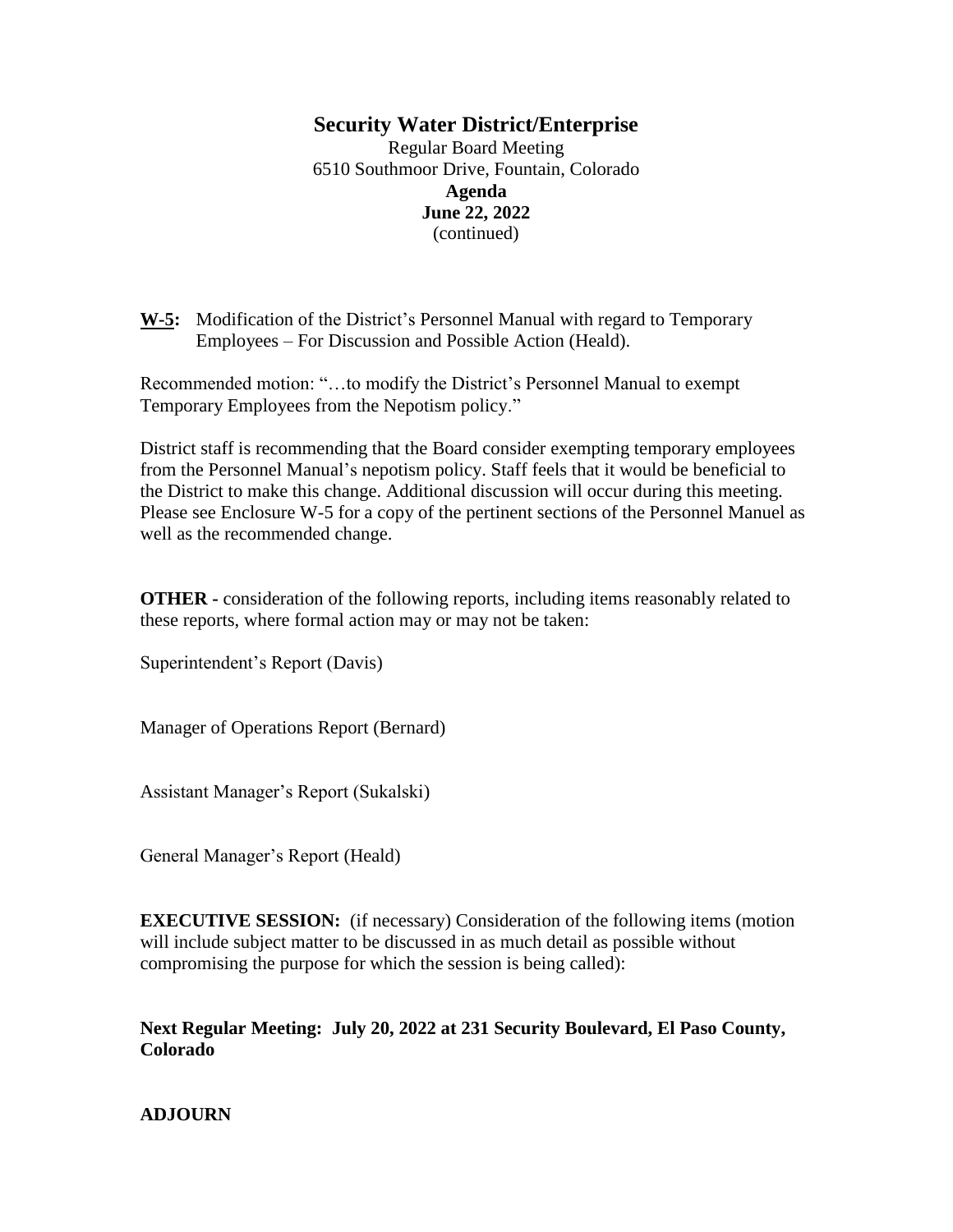# Security Water District/Enterprise

Regular Board Meeting
6510 Southmoor Drive, Fountain, Colorado
**Agenda**
**June 22, 2022**
(continued)

**W-5:** Modification of the District's Personnel Manual with regard to Temporary Employees – For Discussion and Possible Action (Heald).

Recommended motion: "…to modify the District's Personnel Manual to exempt Temporary Employees from the Nepotism policy."

District staff is recommending that the Board consider exempting temporary employees from the Personnel Manual's nepotism policy. Staff feels that it would be beneficial to the District to make this change. Additional discussion will occur during this meeting. Please see Enclosure W-5 for a copy of the pertinent sections of the Personnel Manuel as well as the recommended change.

**OTHER -** consideration of the following reports, including items reasonably related to these reports, where formal action may or may not be taken:

Superintendent's Report (Davis)

Manager of Operations Report (Bernard)

Assistant Manager's Report (Sukalski)

General Manager's Report (Heald)

**EXECUTIVE SESSION:** (if necessary) Consideration of the following items (motion will include subject matter to be discussed in as much detail as possible without compromising the purpose for which the session is being called):

**Next Regular Meeting: July 20, 2022 at 231 Security Boulevard, El Paso County, Colorado**

**ADJOURN**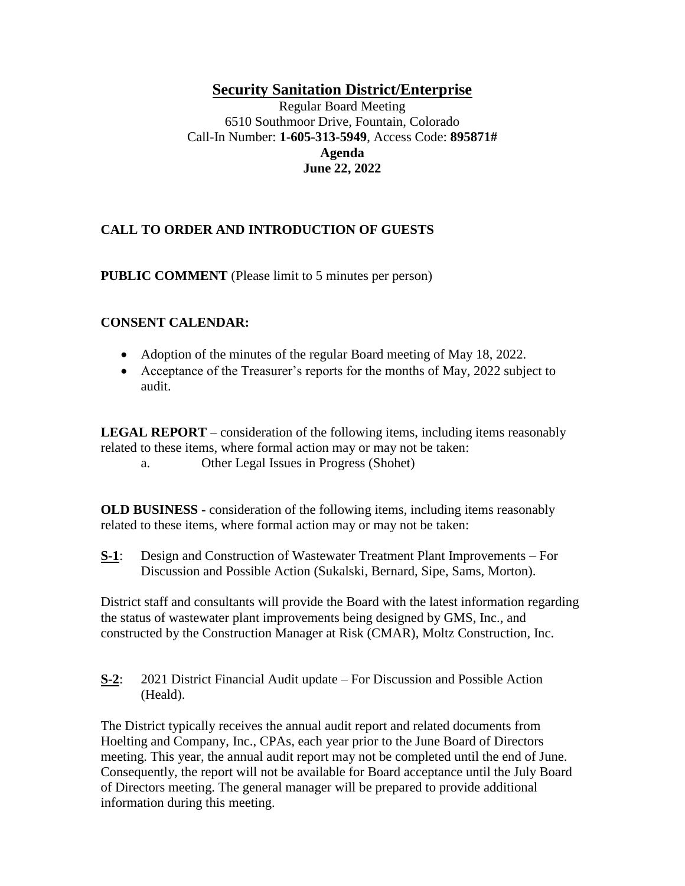# Security Sanitation District/Enterprise

Regular Board Meeting
6510 Southmoor Drive, Fountain, Colorado
Call-In Number: **1-605-313-5949**, Access Code: **895871#**
**Agenda**
**June 22, 2022**

## CALL TO ORDER AND INTRODUCTION OF GUESTS

**PUBLIC COMMENT** (Please limit to 5 minutes per person)

## CONSENT CALENDAR:

- Adoption of the minutes of the regular Board meeting of May 18, 2022.
- Acceptance of the Treasurer's reports for the months of May, 2022 subject to audit.

**LEGAL REPORT** – consideration of the following items, including items reasonably related to these items, where formal action may or may not be taken:

a. Other Legal Issues in Progress (Shohet)

**OLD BUSINESS -** consideration of the following items, including items reasonably related to these items, where formal action may or may not be taken:

**S-1**: Design and Construction of Wastewater Treatment Plant Improvements – For Discussion and Possible Action (Sukalski, Bernard, Sipe, Sams, Morton).

District staff and consultants will provide the Board with the latest information regarding the status of wastewater plant improvements being designed by GMS, Inc., and constructed by the Construction Manager at Risk (CMAR), Moltz Construction, Inc.

**S-2**: 2021 District Financial Audit update – For Discussion and Possible Action (Heald).

The District typically receives the annual audit report and related documents from Hoelting and Company, Inc., CPAs, each year prior to the June Board of Directors meeting. This year, the annual audit report may not be completed until the end of June. Consequently, the report will not be available for Board acceptance until the July Board of Directors meeting. The general manager will be prepared to provide additional information during this meeting.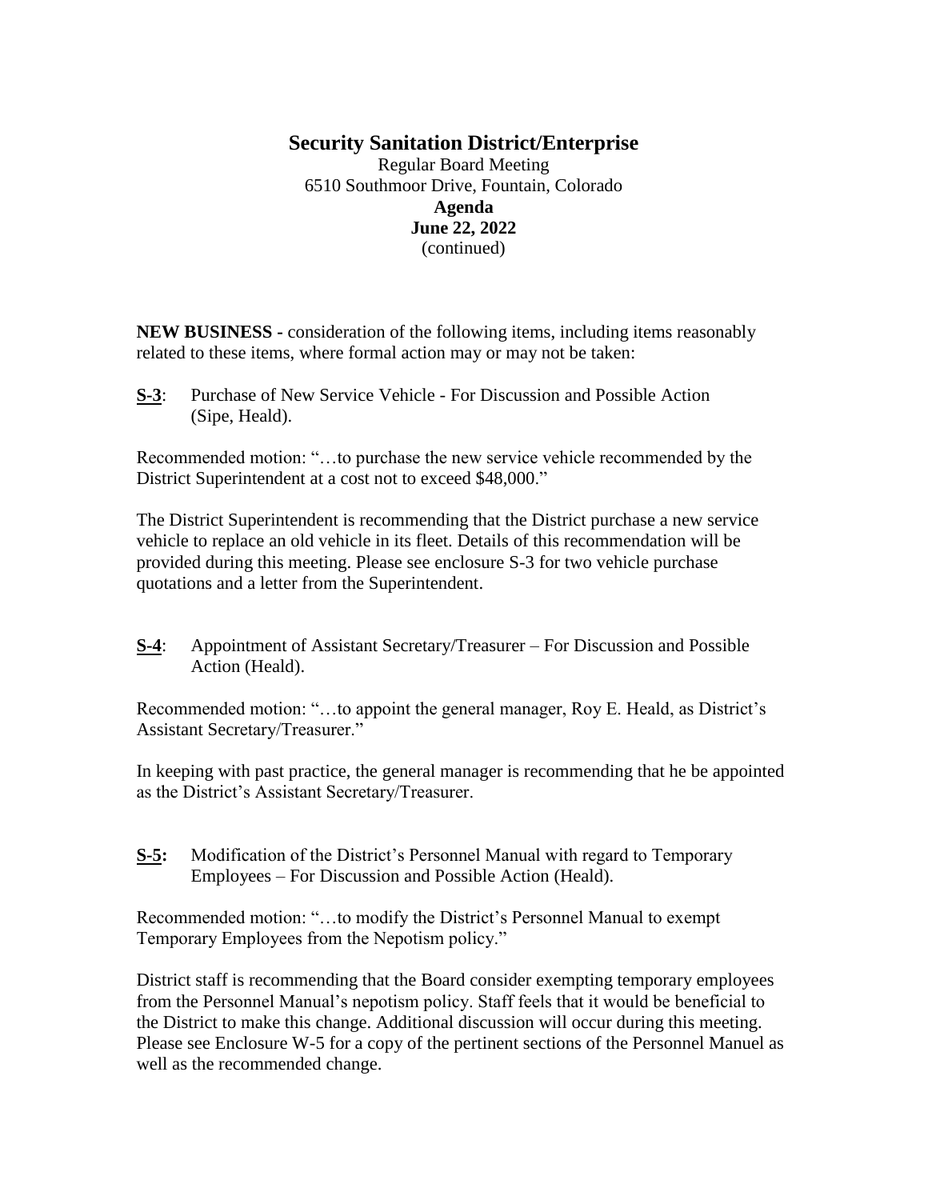# Security Sanitation District/Enterprise

Regular Board Meeting
6510 Southmoor Drive, Fountain, Colorado
**Agenda**
**June 22, 2022**
(continued)

**NEW BUSINESS -** consideration of the following items, including items reasonably related to these items, where formal action may or may not be taken:

**S-3**: Purchase of New Service Vehicle - For Discussion and Possible Action (Sipe, Heald).

Recommended motion: "…to purchase the new service vehicle recommended by the District Superintendent at a cost not to exceed $48,000."

The District Superintendent is recommending that the District purchase a new service vehicle to replace an old vehicle in its fleet. Details of this recommendation will be provided during this meeting. Please see enclosure S-3 for two vehicle purchase quotations and a letter from the Superintendent.

**S-4**: Appointment of Assistant Secretary/Treasurer – For Discussion and Possible Action (Heald).

Recommended motion: "…to appoint the general manager, Roy E. Heald, as District's Assistant Secretary/Treasurer."

In keeping with past practice, the general manager is recommending that he be appointed as the District's Assistant Secretary/Treasurer.

**S-5:** Modification of the District's Personnel Manual with regard to Temporary Employees – For Discussion and Possible Action (Heald).

Recommended motion: "…to modify the District's Personnel Manual to exempt Temporary Employees from the Nepotism policy."

District staff is recommending that the Board consider exempting temporary employees from the Personnel Manual's nepotism policy. Staff feels that it would be beneficial to the District to make this change. Additional discussion will occur during this meeting. Please see Enclosure W-5 for a copy of the pertinent sections of the Personnel Manuel as well as the recommended change.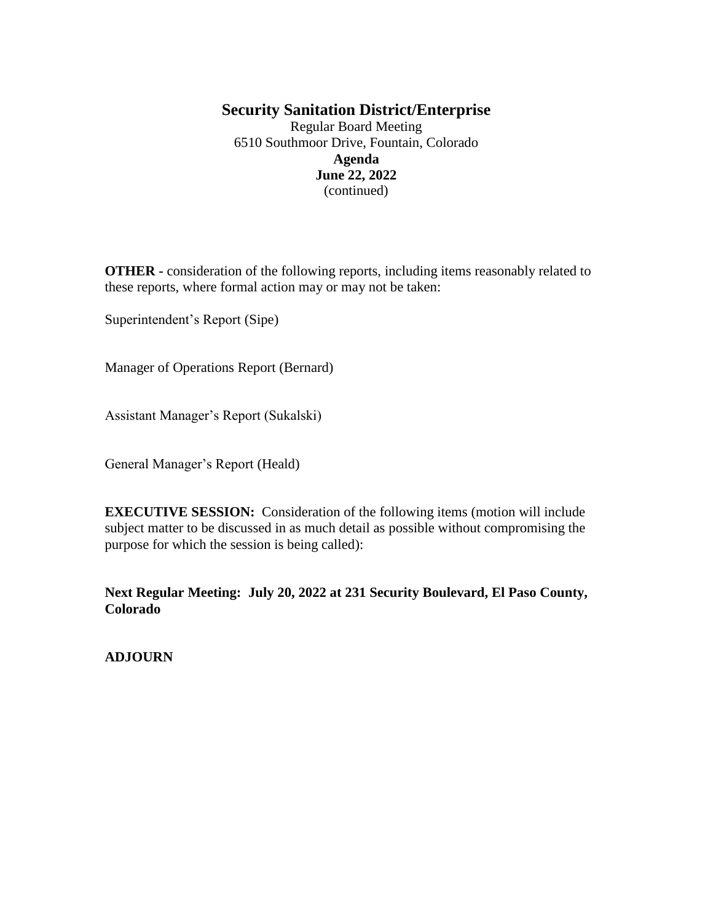# Security Sanitation District/Enterprise

Regular Board Meeting
6510 Southmoor Drive, Fountain, Colorado
**Agenda**
**June 22, 2022**
(continued)

**OTHER -** consideration of the following reports, including items reasonably related to these reports, where formal action may or may not be taken:

Superintendent's Report (Sipe)

Manager of Operations Report (Bernard)

Assistant Manager's Report (Sukalski)

General Manager's Report (Heald)

**EXECUTIVE SESSION:** Consideration of the following items (motion will include subject matter to be discussed in as much detail as possible without compromising the purpose for which the session is being called):

**Next Regular Meeting: July 20, 2022 at 231 Security Boulevard, El Paso County, Colorado**

**ADJOURN**